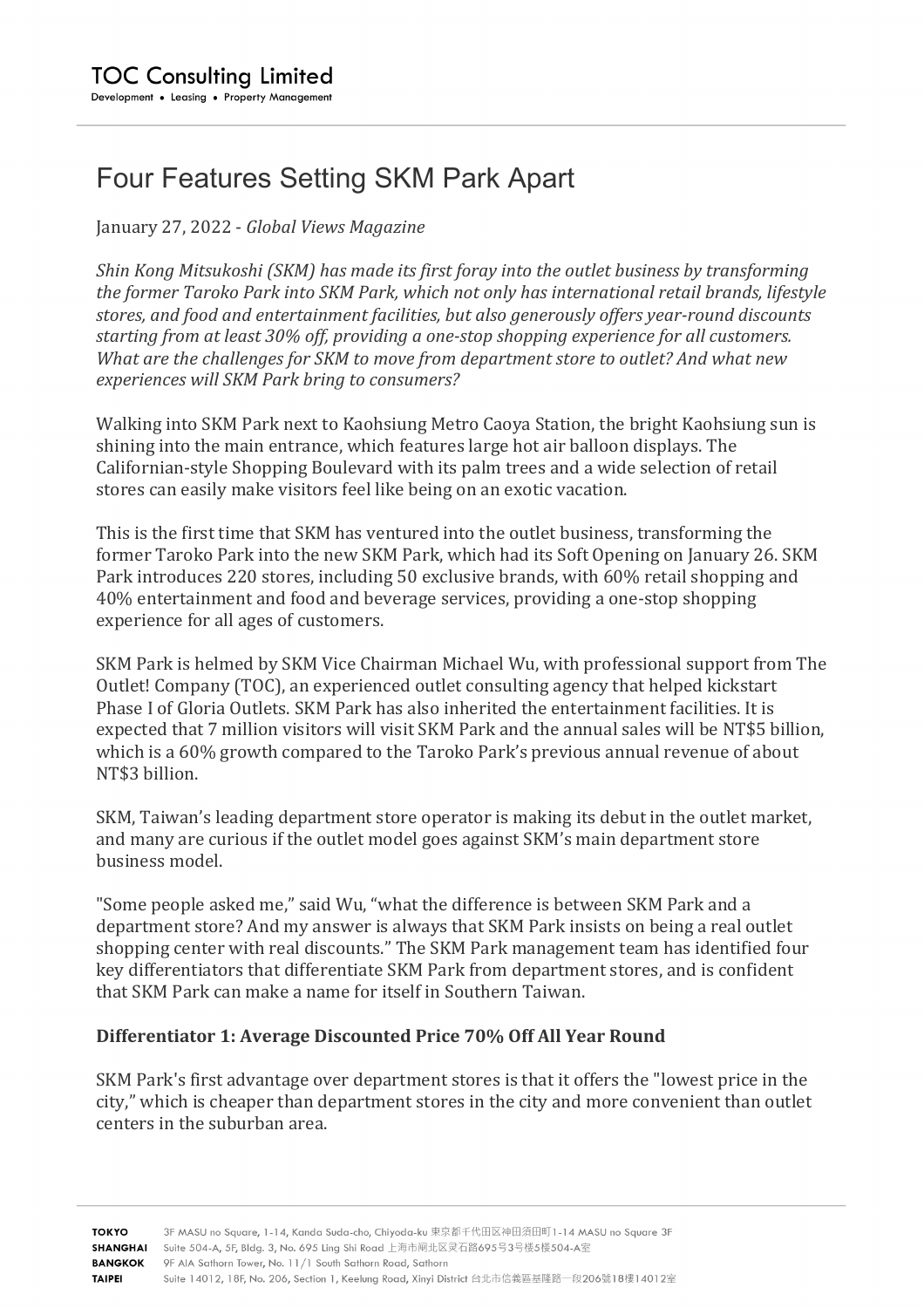# Four Features Setting SKM Park Apart

January 27, 2022 - *Global Views Magazine*

*Shin Kong Mitsukoshi (SKM) has made its first foray into the outlet business by transforming the former Taroko Park into SKM Park, which not only has international retail brands, lifestyle stores, and food and entertainment facilities, but also generously offers year-round discounts starting from at least 30% off, providing a one-stop shopping experience for all customers. What are the challenges for SKM to move from department store to outlet? And what new experiences will SKM Park bring to consumers?*

Walking into SKM Park next to Kaohsiung Metro Caoya Station, the bright Kaohsiung sun is shining into the main entrance, which features large hot air balloon displays. The Californian-style Shopping Boulevard with its palm trees and a wide selection of retail stores can easily make visitors feel like being on an exotic vacation.

This is the first time that SKM has ventured into the outlet business, transforming the former Taroko Park into the new SKM Park, which had its Soft Opening on January 26. SKM Park introduces 220 stores, including 50 exclusive brands, with 60% retail shopping and 40% entertainment and food and beverage services, providing a one-stop shopping experience for all ages of customers.

SKM Park is helmed by SKM Vice Chairman Michael Wu, with professional support from The Outlet! Company (TOC), an experienced outlet consulting agency that helped kickstart Phase I of Gloria Outlets. SKM Park has also inherited the entertainment facilities. It is expected that 7 million visitors will visit SKM Park and the annual sales will be NT$5 billion, which is a 60% growth compared to the Taroko Park's previous annual revenue of about NT$3 billion.

SKM, Taiwan's leading department store operator is making its debut in the outlet market, and many are curious if the outlet model goes against SKM's main department store business model.

"Some people asked me," said Wu, "what the difference is between SKM Park and a department store? And my answer is always that SKM Park insists on being a real outlet shopping center with real discounts." The SKM Park management team has identified four key differentiators that differentiate SKM Park from department stores, and is confident that SKM Park can make a name for itself in Southern Taiwan.

**Differentiator 1: Average Discounted Price 70% Off All Year Round**

SKM Park's first advantage over department stores is that it offers the "lowest price in the city," which is cheaper than department stores in the city and more convenient than outlet centers in the suburban area.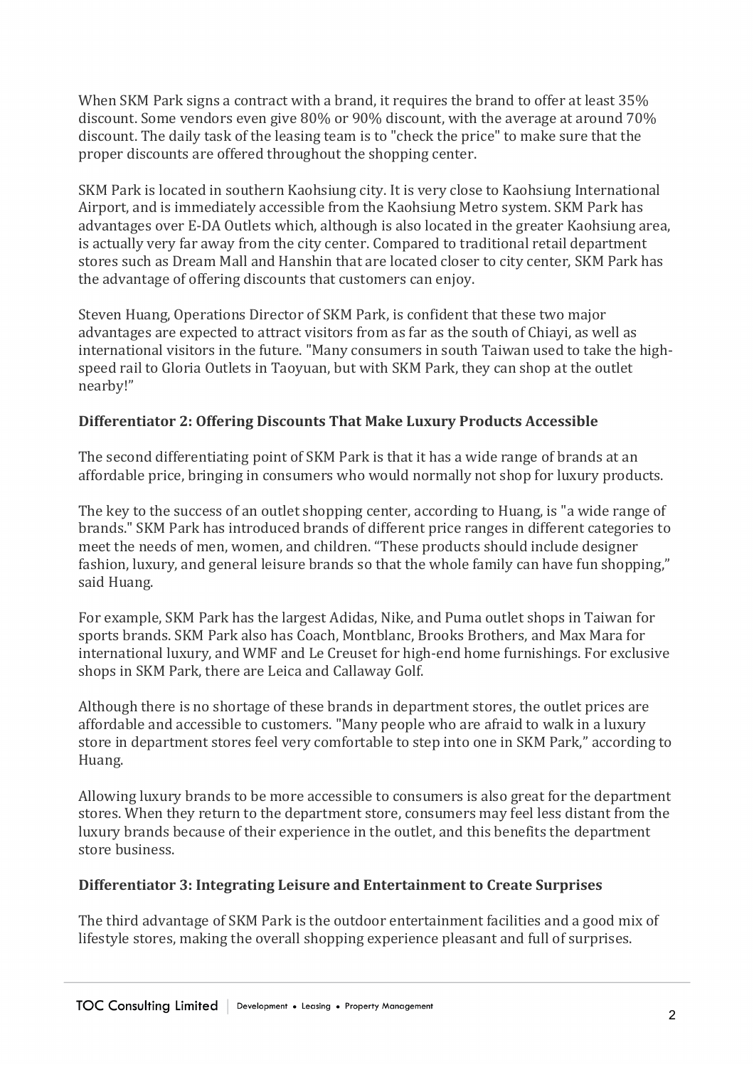When SKM Park signs a contract with a brand, it requires the brand to offer at least 35% discount. Some vendors even give 80% or 90% discount, with the average at around 70% discount. The daily task of the leasing team is to "check the price" to make sure that the proper discounts are offered throughout the shopping center.

SKM Park is located in southern Kaohsiung city. It is very close to Kaohsiung International Airport, and is immediately accessible from the Kaohsiung Metro system. SKM Park has advantages over E-DA Outlets which, although is also located in the greater Kaohsiung area, is actually very far away from the city center. Compared to traditional retail department stores such as Dream Mall and Hanshin that are located closer to city center, SKM Park has the advantage of offering discounts that customers can enjoy.

Steven Huang, Operations Director of SKM Park, is confident that these two major advantages are expected to attract visitors from as far as the south of Chiayi, as well as international visitors in the future. "Many consumers in south Taiwan used to take the high-speed rail to Gloria Outlets in Taoyuan, but with SKM Park, they can shop at the outlet nearby!"

### Differentiator 2: Offering Discounts That Make Luxury Products Accessible

The second differentiating point of SKM Park is that it has a wide range of brands at an affordable price, bringing in consumers who would normally not shop for luxury products.

The key to the success of an outlet shopping center, according to Huang, is "a wide range of brands." SKM Park has introduced brands of different price ranges in different categories to meet the needs of men, women, and children. "These products should include designer fashion, luxury, and general leisure brands so that the whole family can have fun shopping," said Huang.

For example, SKM Park has the largest Adidas, Nike, and Puma outlet shops in Taiwan for sports brands. SKM Park also has Coach, Montblanc, Brooks Brothers, and Max Mara for international luxury, and WMF and Le Creuset for high-end home furnishings. For exclusive shops in SKM Park, there are Leica and Callaway Golf.

Although there is no shortage of these brands in department stores, the outlet prices are affordable and accessible to customers. "Many people who are afraid to walk in a luxury store in department stores feel very comfortable to step into one in SKM Park," according to Huang.

Allowing luxury brands to be more accessible to consumers is also great for the department stores. When they return to the department store, consumers may feel less distant from the luxury brands because of their experience in the outlet, and this benefits the department store business.

### Differentiator 3: Integrating Leisure and Entertainment to Create Surprises

The third advantage of SKM Park is the outdoor entertainment facilities and a good mix of lifestyle stores, making the overall shopping experience pleasant and full of surprises.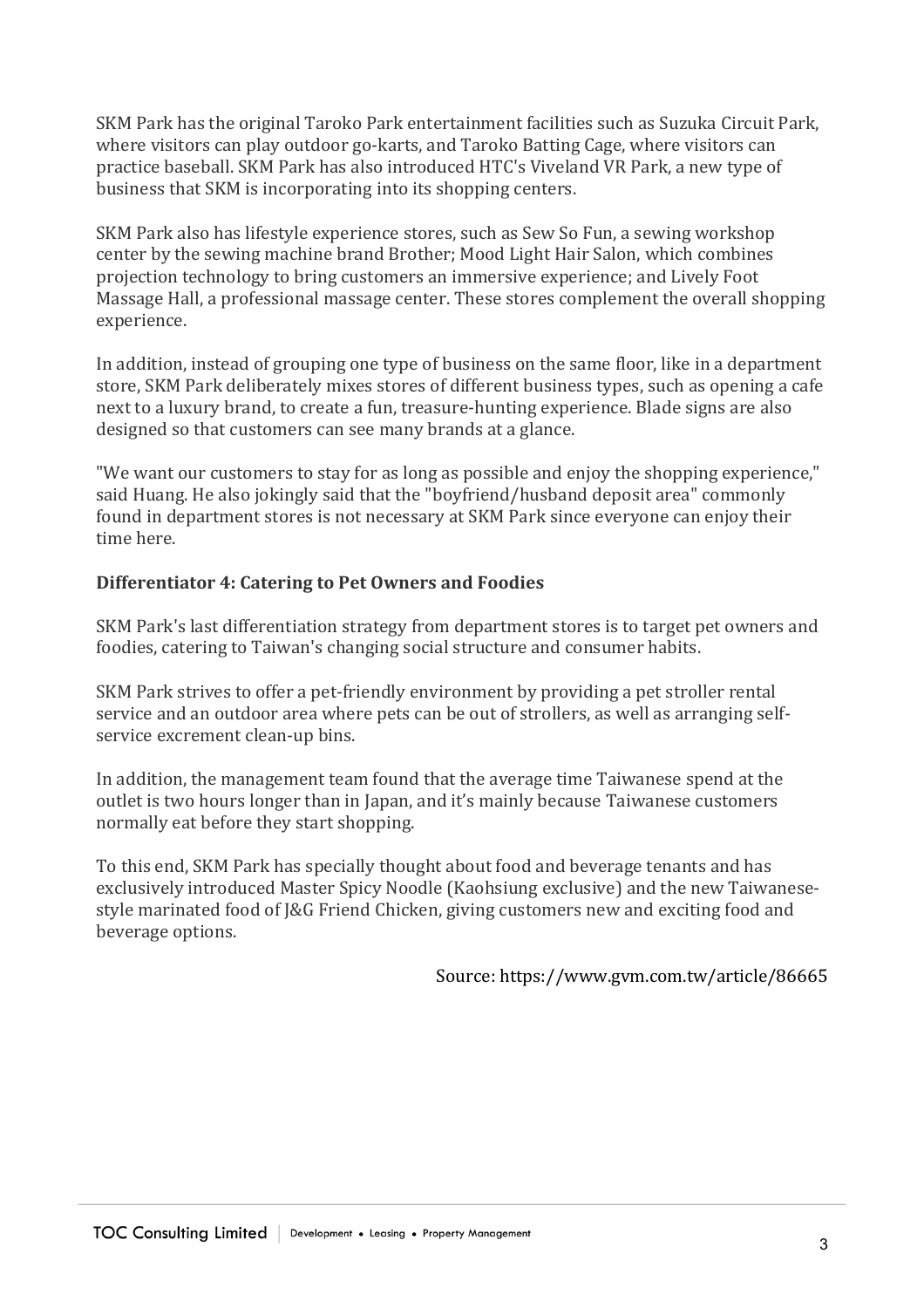SKM Park has the original Taroko Park entertainment facilities such as Suzuka Circuit Park, where visitors can play outdoor go-karts, and Taroko Batting Cage, where visitors can practice baseball. SKM Park has also introduced HTC's Viveland VR Park, a new type of business that SKM is incorporating into its shopping centers.

SKM Park also has lifestyle experience stores, such as Sew So Fun, a sewing workshop center by the sewing machine brand Brother; Mood Light Hair Salon, which combines projection technology to bring customers an immersive experience; and Lively Foot Massage Hall, a professional massage center. These stores complement the overall shopping experience.

In addition, instead of grouping one type of business on the same floor, like in a department store, SKM Park deliberately mixes stores of different business types, such as opening a cafe next to a luxury brand, to create a fun, treasure-hunting experience. Blade signs are also designed so that customers can see many brands at a glance.

"We want our customers to stay for as long as possible and enjoy the shopping experience," said Huang. He also jokingly said that the "boyfriend/husband deposit area" commonly found in department stores is not necessary at SKM Park since everyone can enjoy their time here.

**Differentiator 4: Catering to Pet Owners and Foodies**

SKM Park's last differentiation strategy from department stores is to target pet owners and foodies, catering to Taiwan's changing social structure and consumer habits.

SKM Park strives to offer a pet-friendly environment by providing a pet stroller rental service and an outdoor area where pets can be out of strollers, as well as arranging self-service excrement clean-up bins.

In addition, the management team found that the average time Taiwanese spend at the outlet is two hours longer than in Japan, and it's mainly because Taiwanese customers normally eat before they start shopping.

To this end, SKM Park has specially thought about food and beverage tenants and has exclusively introduced Master Spicy Noodle (Kaohsiung exclusive) and the new Taiwanese-style marinated food of J&G Friend Chicken, giving customers new and exciting food and beverage options.

Source: https://www.gvm.com.tw/article/86665